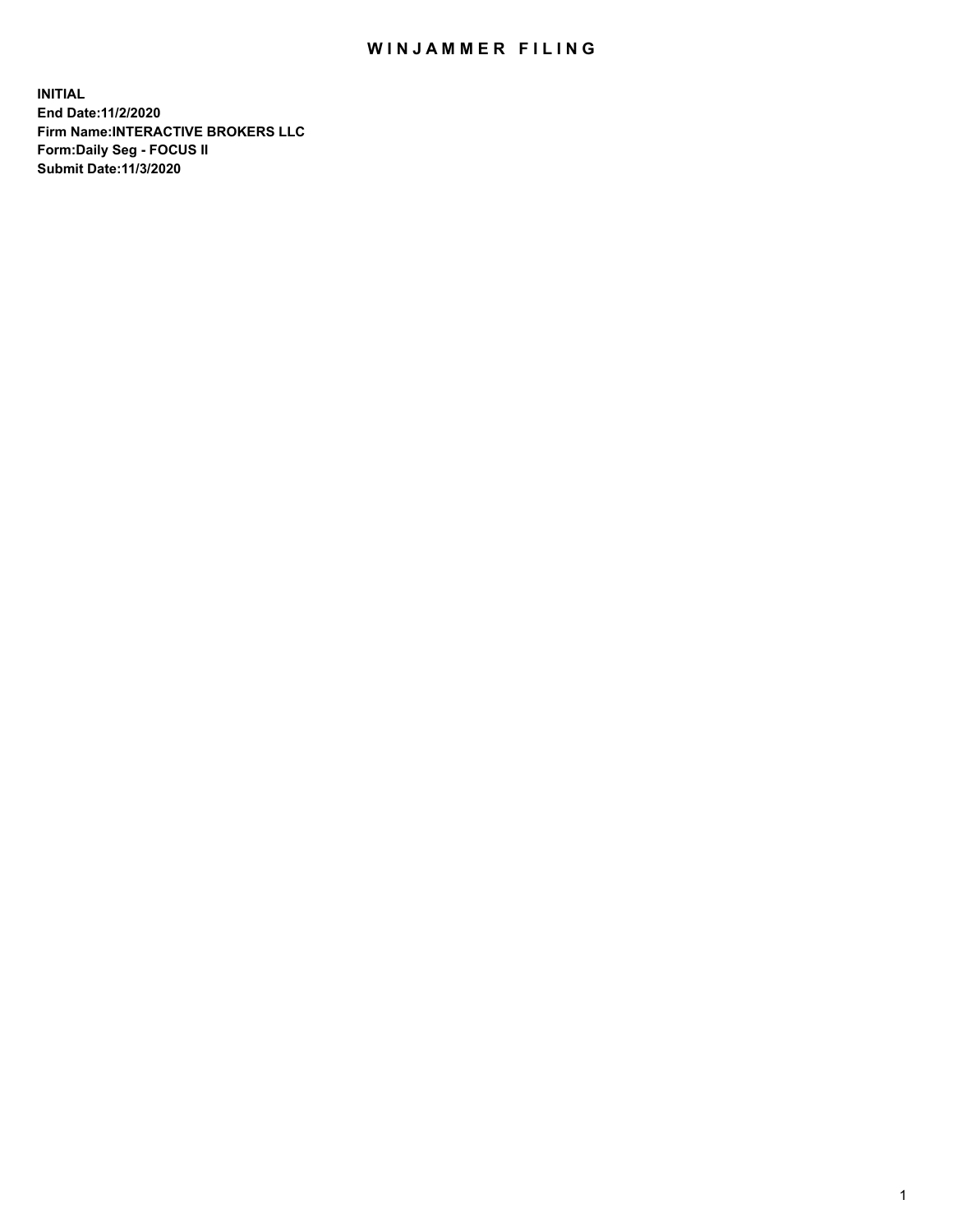# WINJAMMER FILING

**INITIAL**
**End Date:11/2/2020**
**Firm Name:INTERACTIVE BROKERS LLC**
**Form:Daily Seg - FOCUS II**
**Submit Date:11/3/2020**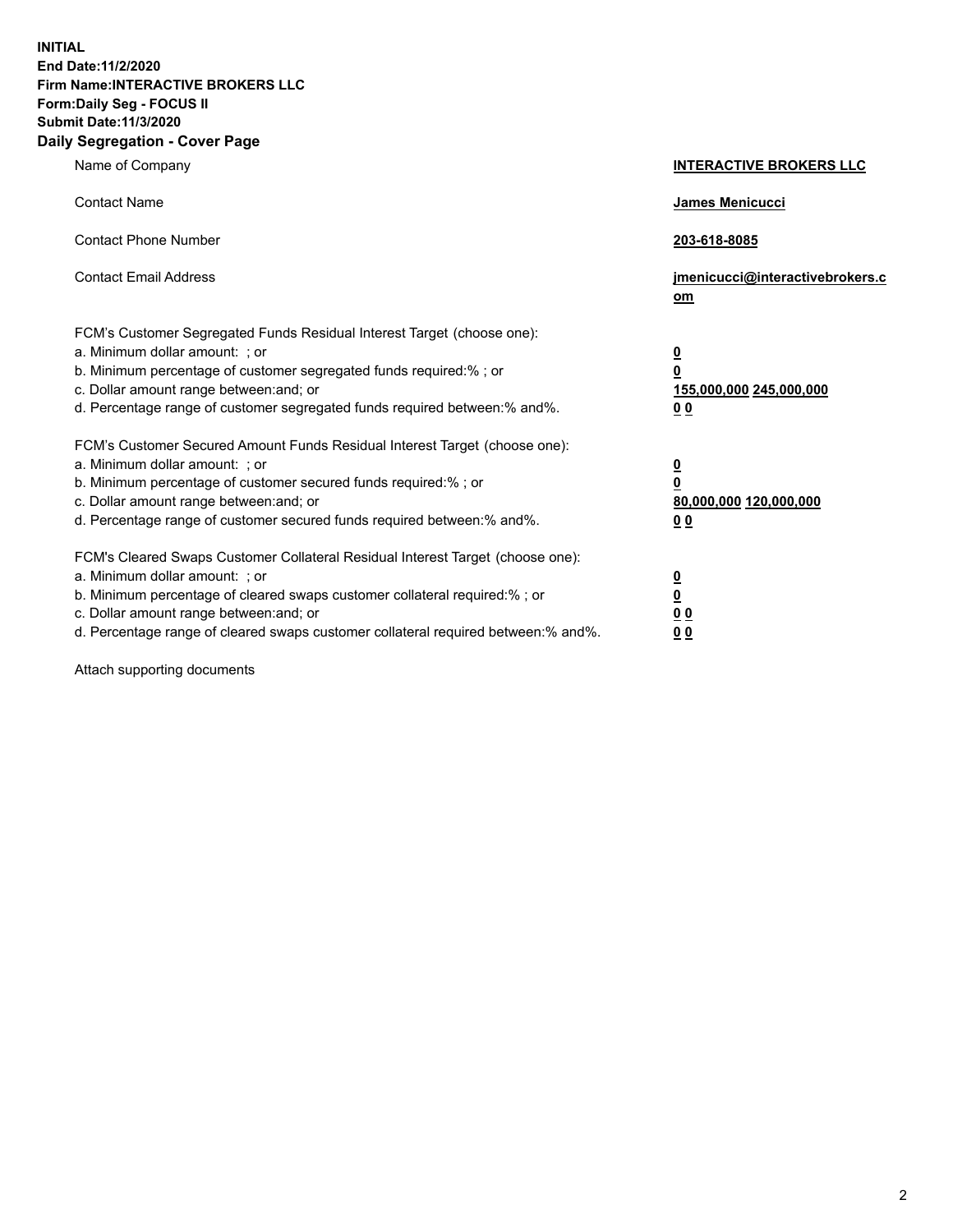**INITIAL**
**End Date:11/2/2020**
**Firm Name:INTERACTIVE BROKERS LLC**
**Form:Daily Seg - FOCUS II**
**Submit Date:11/3/2020**

## Daily Segregation - Cover Page

| | |
|---|---|
| Name of Company | **INTERACTIVE BROKERS LLC** |
| Contact Name | **James Menicucci** |
| Contact Phone Number | **203-618-8085** |
| Contact Email Address | **jmenicucci@interactivebrokers.com** |

FCM's Customer Segregated Funds Residual Interest Target (choose one):

| | |
|---|---|
| a. Minimum dollar amount: ; or | **0** |
| b. Minimum percentage of customer segregated funds required:% ; or | **0** |
| c. Dollar amount range between:and; or | **155,000,000** **245,000,000** |
| d. Percentage range of customer segregated funds required between:% and%. | **0** **0** |

FCM's Customer Secured Amount Funds Residual Interest Target (choose one):

| | |
|---|---|
| a. Minimum dollar amount: ; or | **0** |
| b. Minimum percentage of customer secured funds required:% ; or | **0** |
| c. Dollar amount range between:and; or | **80,000,000** **120,000,000** |
| d. Percentage range of customer secured funds required between:% and%. | **0** **0** |

FCM's Cleared Swaps Customer Collateral Residual Interest Target (choose one):

| | |
|---|---|
| a. Minimum dollar amount: ; or | **0** |
| b. Minimum percentage of cleared swaps customer collateral required:% ; or | **0** |
| c. Dollar amount range between:and; or | **0** **0** |
| d. Percentage range of cleared swaps customer collateral required between:% and%. | **0** **0** |

Attach supporting documents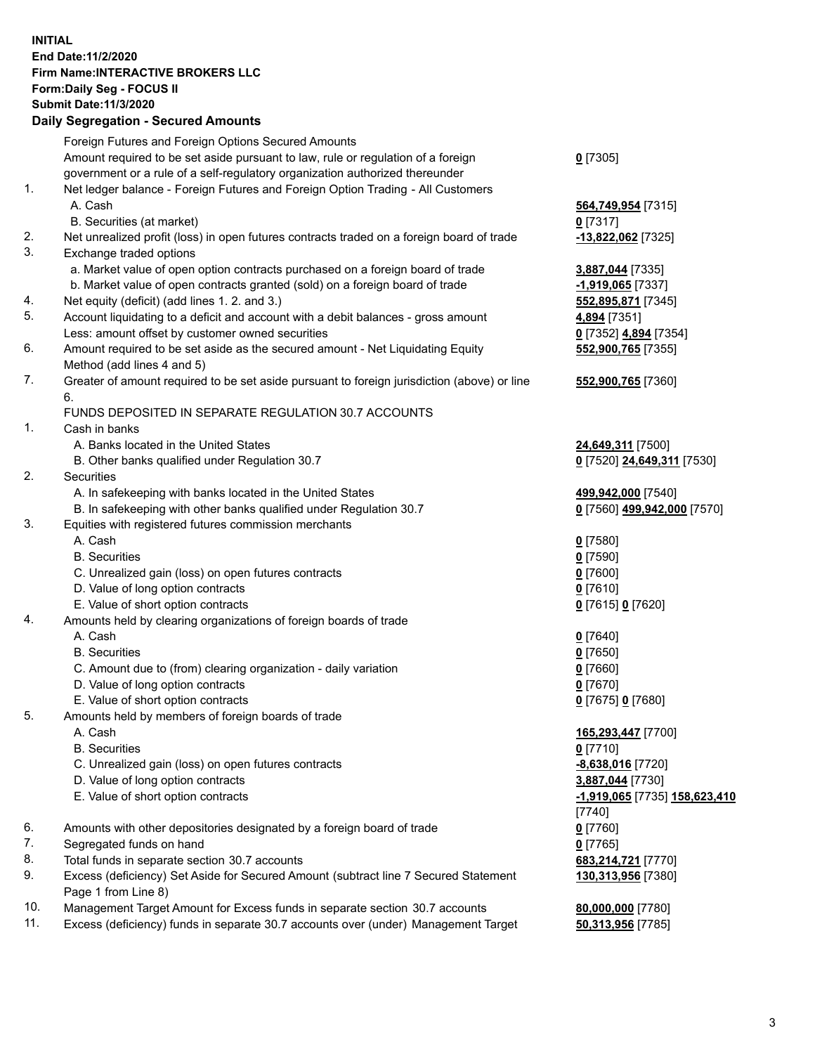**INITIAL**
**End Date:11/2/2020**
**Firm Name:INTERACTIVE BROKERS LLC**
**Form:Daily Seg - FOCUS II**
**Submit Date:11/3/2020**
**Daily Segregation - Secured Amounts**

| | | |
|---|---|---|
| | Foreign Futures and Foreign Options Secured Amounts | |
| | Amount required to be set aside pursuant to law, rule or regulation of a foreign government or a rule of a self-regulatory organization authorized thereunder | **0** [7305] |
| 1. | Net ledger balance - Foreign Futures and Foreign Option Trading - All Customers | |
| | A. Cash | **564,749,954** [7315] |
| | B. Securities (at market) | **0** [7317] |
| 2. | Net unrealized profit (loss) in open futures contracts traded on a foreign board of trade | **-13,822,062** [7325] |
| 3. | Exchange traded options | |
| | a. Market value of open option contracts purchased on a foreign board of trade | **3,887,044** [7335] |
| | b. Market value of open contracts granted (sold) on a foreign board of trade | **-1,919,065** [7337] |
| 4. | Net equity (deficit) (add lines 1. 2. and 3.) | **552,895,871** [7345] |
| 5. | Account liquidating to a deficit and account with a debit balances - gross amount | **4,894** [7351] |
| | Less: amount offset by customer owned securities | **0** [7352] **4,894** [7354] |
| 6. | Amount required to be set aside as the secured amount - Net Liquidating Equity Method (add lines 4 and 5) | **552,900,765** [7355] |
| 7. | Greater of amount required to be set aside pursuant to foreign jurisdiction (above) or line 6. | **552,900,765** [7360] |
| | FUNDS DEPOSITED IN SEPARATE REGULATION 30.7 ACCOUNTS | |
| 1. | Cash in banks | |
| | A. Banks located in the United States | **24,649,311** [7500] |
| | B. Other banks qualified under Regulation 30.7 | **0** [7520] **24,649,311** [7530] |
| 2. | Securities | |
| | A. In safekeeping with banks located in the United States | **499,942,000** [7540] |
| | B. In safekeeping with other banks qualified under Regulation 30.7 | **0** [7560] **499,942,000** [7570] |
| 3. | Equities with registered futures commission merchants | |
| | A. Cash | **0** [7580] |
| | B. Securities | **0** [7590] |
| | C. Unrealized gain (loss) on open futures contracts | **0** [7600] |
| | D. Value of long option contracts | **0** [7610] |
| | E. Value of short option contracts | **0** [7615] **0** [7620] |
| 4. | Amounts held by clearing organizations of foreign boards of trade | |
| | A. Cash | **0** [7640] |
| | B. Securities | **0** [7650] |
| | C. Amount due to (from) clearing organization - daily variation | **0** [7660] |
| | D. Value of long option contracts | **0** [7670] |
| | E. Value of short option contracts | **0** [7675] **0** [7680] |
| 5. | Amounts held by members of foreign boards of trade | |
| | A. Cash | **165,293,447** [7700] |
| | B. Securities | **0** [7710] |
| | C. Unrealized gain (loss) on open futures contracts | **-8,638,016** [7720] |
| | D. Value of long option contracts | **3,887,044** [7730] |
| | E. Value of short option contracts | **-1,919,065** [7735] **158,623,410** [7740] |
| 6. | Amounts with other depositories designated by a foreign board of trade | **0** [7760] |
| 7. | Segregated funds on hand | **0** [7765] |
| 8. | Total funds in separate section 30.7 accounts | **683,214,721** [7770] |
| 9. | Excess (deficiency) Set Aside for Secured Amount (subtract line 7 Secured Statement Page 1 from Line 8) | **130,313,956** [7380] |
| 10. | Management Target Amount for Excess funds in separate section 30.7 accounts | **80,000,000** [7780] |
| 11. | Excess (deficiency) funds in separate 30.7 accounts over (under) Management Target | **50,313,956** [7785] |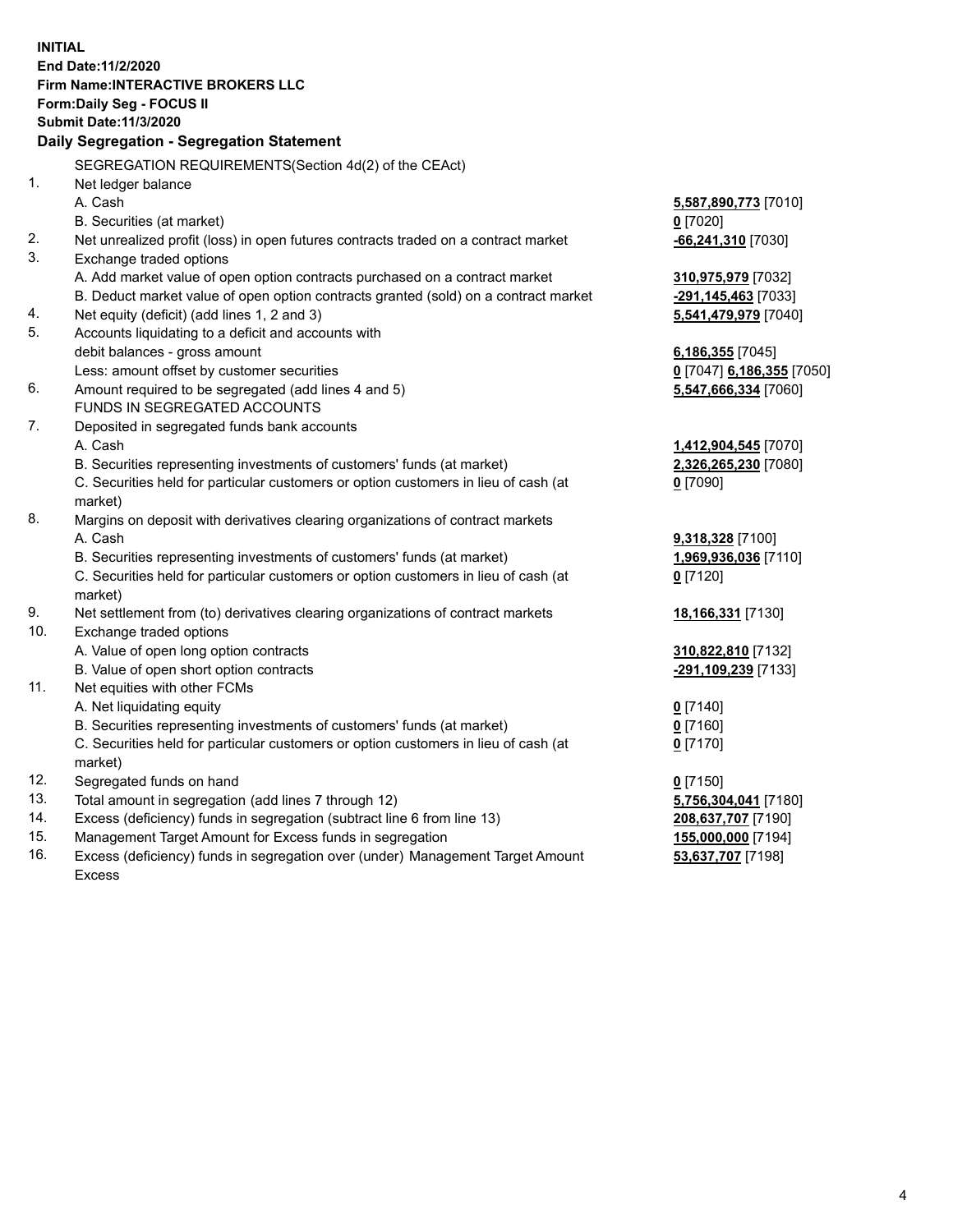**INITIAL**
**End Date:11/2/2020**
**Firm Name:INTERACTIVE BROKERS LLC**
**Form:Daily Seg - FOCUS II**
**Submit Date:11/3/2020**

## Daily Segregation - Segregation Statement

| | | |
|---|---|---|
| | SEGREGATION REQUIREMENTS(Section 4d(2) of the CEAct) | |
| 1. | Net ledger balance | |
| | A. Cash | **5,587,890,773** [7010] |
| | B. Securities (at market) | **0** [7020] |
| 2. | Net unrealized profit (loss) in open futures contracts traded on a contract market | **-66,241,310** [7030] |
| 3. | Exchange traded options | |
| | A. Add market value of open option contracts purchased on a contract market | **310,975,979** [7032] |
| | B. Deduct market value of open option contracts granted (sold) on a contract market | **-291,145,463** [7033] |
| 4. | Net equity (deficit) (add lines 1, 2 and 3) | **5,541,479,979** [7040] |
| 5. | Accounts liquidating to a deficit and accounts with debit balances - gross amount | **6,186,355** [7045] |
| | Less: amount offset by customer securities | **0** [7047] **6,186,355** [7050] |
| 6. | Amount required to be segregated (add lines 4 and 5) | **5,547,666,334** [7060] |
| | FUNDS IN SEGREGATED ACCOUNTS | |
| 7. | Deposited in segregated funds bank accounts | |
| | A. Cash | **1,412,904,545** [7070] |
| | B. Securities representing investments of customers' funds (at market) | **2,326,265,230** [7080] |
| | C. Securities held for particular customers or option customers in lieu of cash (at market) | **0** [7090] |
| 8. | Margins on deposit with derivatives clearing organizations of contract markets | |
| | A. Cash | **9,318,328** [7100] |
| | B. Securities representing investments of customers' funds (at market) | **1,969,936,036** [7110] |
| | C. Securities held for particular customers or option customers in lieu of cash (at market) | **0** [7120] |
| 9. | Net settlement from (to) derivatives clearing organizations of contract markets | **18,166,331** [7130] |
| 10. | Exchange traded options | |
| | A. Value of open long option contracts | **310,822,810** [7132] |
| | B. Value of open short option contracts | **-291,109,239** [7133] |
| 11. | Net equities with other FCMs | |
| | A. Net liquidating equity | **0** [7140] |
| | B. Securities representing investments of customers' funds (at market) | **0** [7160] |
| | C. Securities held for particular customers or option customers in lieu of cash (at market) | **0** [7170] |
| 12. | Segregated funds on hand | **0** [7150] |
| 13. | Total amount in segregation (add lines 7 through 12) | **5,756,304,041** [7180] |
| 14. | Excess (deficiency) funds in segregation (subtract line 6 from line 13) | **208,637,707** [7190] |
| 15. | Management Target Amount for Excess funds in segregation | **155,000,000** [7194] |
| 16. | Excess (deficiency) funds in segregation over (under) Management Target Amount Excess | **53,637,707** [7198] |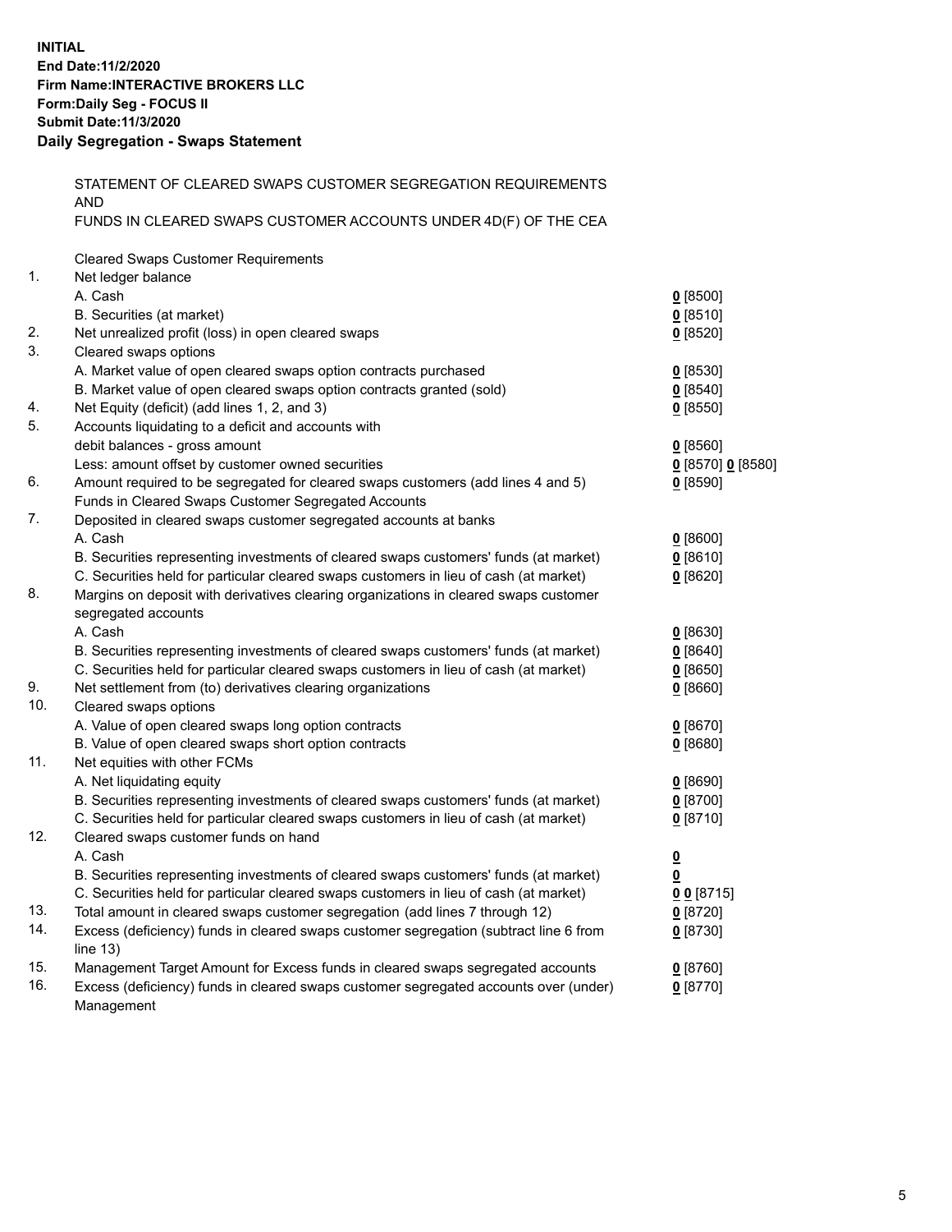**INITIAL**
**End Date:11/2/2020**
**Firm Name:INTERACTIVE BROKERS LLC**
**Form:Daily Seg - FOCUS II**
**Submit Date:11/3/2020**
**Daily Segregation - Swaps Statement**

STATEMENT OF CLEARED SWAPS CUSTOMER SEGREGATION REQUIREMENTS AND FUNDS IN CLEARED SWAPS CUSTOMER ACCOUNTS UNDER 4D(F) OF THE CEA

| | | |
|---|---|---|
| | Cleared Swaps Customer Requirements | |
| 1. | Net ledger balance | |
| | A. Cash | 0 [8500] |
| | B. Securities (at market) | 0 [8510] |
| 2. | Net unrealized profit (loss) in open cleared swaps | 0 [8520] |
| 3. | Cleared swaps options | |
| | A. Market value of open cleared swaps option contracts purchased | 0 [8530] |
| | B. Market value of open cleared swaps option contracts granted (sold) | 0 [8540] |
| 4. | Net Equity (deficit) (add lines 1, 2, and 3) | 0 [8550] |
| 5. | Accounts liquidating to a deficit and accounts with debit balances - gross amount | 0 [8560] |
| | Less: amount offset by customer owned securities | 0 [8570] 0 [8580] |
| 6. | Amount required to be segregated for cleared swaps customers (add lines 4 and 5) | 0 [8590] |
| | Funds in Cleared Swaps Customer Segregated Accounts | |
| 7. | Deposited in cleared swaps customer segregated accounts at banks | |
| | A. Cash | 0 [8600] |
| | B. Securities representing investments of cleared swaps customers' funds (at market) | 0 [8610] |
| | C. Securities held for particular cleared swaps customers in lieu of cash (at market) | 0 [8620] |
| 8. | Margins on deposit with derivatives clearing organizations in cleared swaps customer segregated accounts | |
| | A. Cash | 0 [8630] |
| | B. Securities representing investments of cleared swaps customers' funds (at market) | 0 [8640] |
| | C. Securities held for particular cleared swaps customers in lieu of cash (at market) | 0 [8650] |
| 9. | Net settlement from (to) derivatives clearing organizations | 0 [8660] |
| 10. | Cleared swaps options | |
| | A. Value of open cleared swaps long option contracts | 0 [8670] |
| | B. Value of open cleared swaps short option contracts | 0 [8680] |
| 11. | Net equities with other FCMs | |
| | A. Net liquidating equity | 0 [8690] |
| | B. Securities representing investments of cleared swaps customers' funds (at market) | 0 [8700] |
| | C. Securities held for particular cleared swaps customers in lieu of cash (at market) | 0 [8710] |
| 12. | Cleared swaps customer funds on hand | |
| | A. Cash | 0 |
| | B. Securities representing investments of cleared swaps customers' funds (at market) | 0 |
| | C. Securities held for particular cleared swaps customers in lieu of cash (at market) | 0 0 [8715] |
| 13. | Total amount in cleared swaps customer segregation (add lines 7 through 12) | 0 [8720] |
| 14. | Excess (deficiency) funds in cleared swaps customer segregation (subtract line 6 from line 13) | 0 [8730] |
| 15. | Management Target Amount for Excess funds in cleared swaps segregated accounts | 0 [8760] |
| 16. | Excess (deficiency) funds in cleared swaps customer segregated accounts over (under) Management | 0 [8770] |